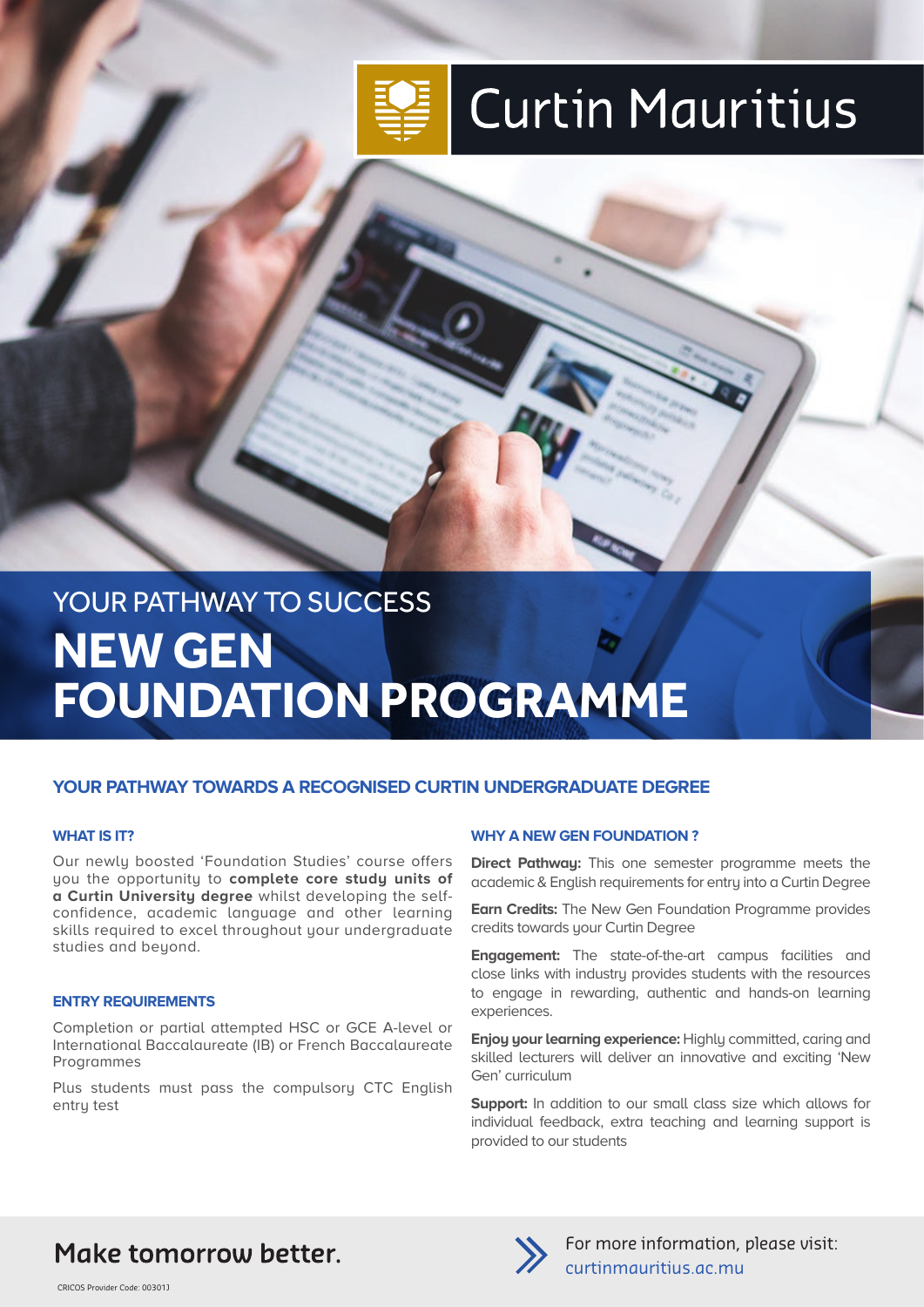# Curtin Mauritius

YOUR PATHWAY TO SUCCESS

# NEW GEN FOUNDATION PROGRAMME

## YOUR PATHWAY TOWARDS A RECOGNISED CURTIN UNDERGRADUATE DEGREE

### WHAT IS IT?

Our newly boosted 'Foundation Studies' course offers you the opportunity to **complete core study units of a Curtin University degree** whilst developing the self-confidence, academic language and other learning skills required to excel throughout your undergraduate studies and beyond.

### ENTRY REQUIREMENTS

Completion or partial attempted HSC or GCE A-level or International Baccalaureate (IB) or French Baccalaureate Programmes

Plus students must pass the compulsory CTC English entry test

### WHY A NEW GEN FOUNDATION ?

**Direct Pathway:** This one semester programme meets the academic & English requirements for entry into a Curtin Degree

**Earn Credits:** The New Gen Foundation Programme provides credits towards your Curtin Degree

**Engagement:** The state-of-the-art campus facilities and close links with industry provides students with the resources to engage in rewarding, authentic and hands-on learning experiences.

**Enjoy your learning experience:** Highly committed, caring and skilled lecturers will deliver an innovative and exciting 'New Gen' curriculum

**Support:** In addition to our small class size which allows for individual feedback, extra teaching and learning support is provided to our students

**Make tomorrow better.**

For more information, please visit: curtinmauritius.ac.mu

CRICOS Provider Code: 00301J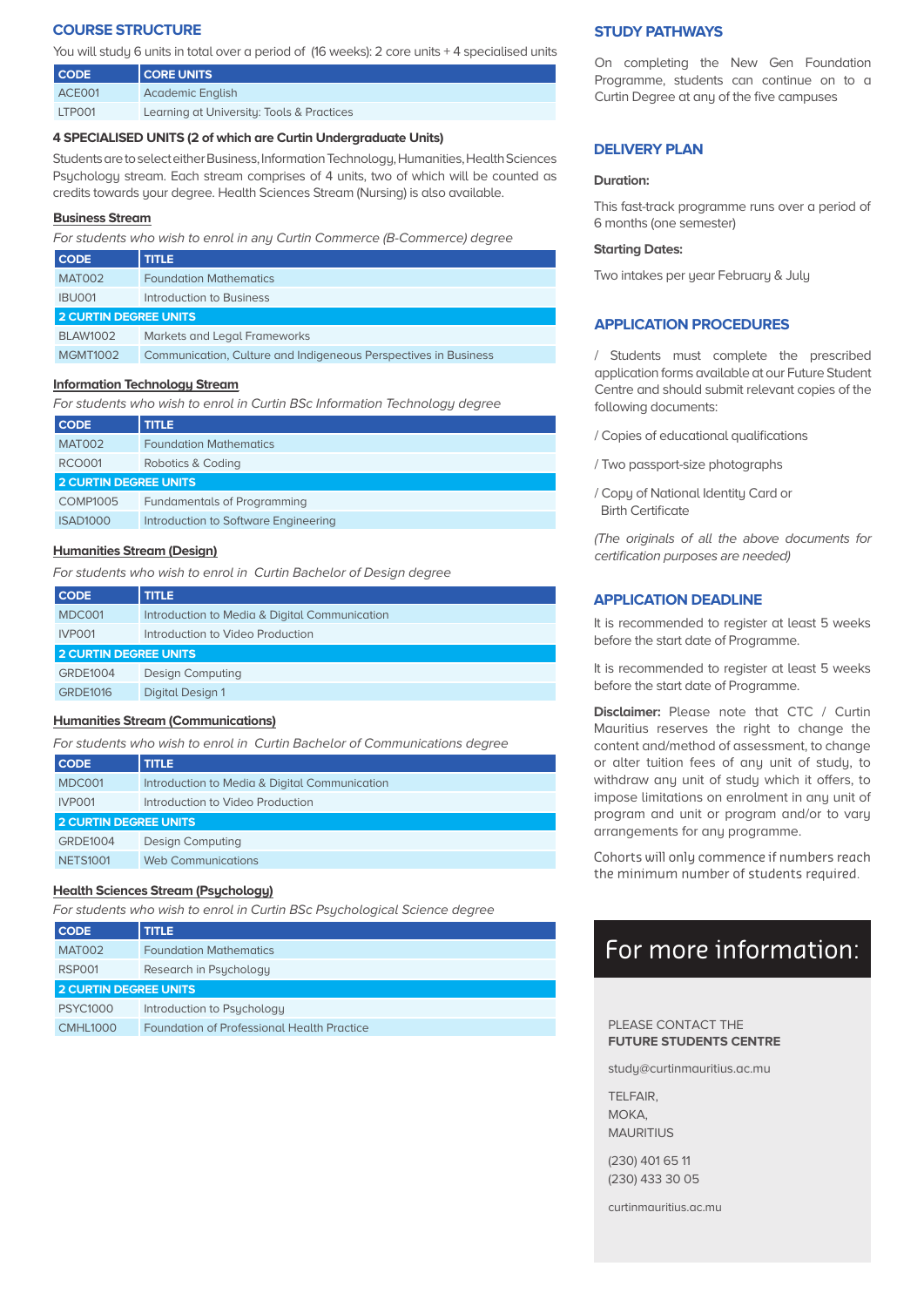## COURSE STRUCTURE

You will study 6 units in total over a period of (16 weeks): 2 core units + 4 specialised units

| CODE | CORE UNITS |
|---|---|
| ACE001 | Academic English |
| LTP001 | Learning at University: Tools & Practices |

**4 SPECIALISED UNITS (2 of which are Curtin Undergraduate Units)**

Students are to select either Business, Information Technology, Humanities, Health Sciences Psychology stream. Each stream comprises of 4 units, two of which will be counted as credits towards your degree. Health Sciences Stream (Nursing) is also available.

### Business Stream

*For students who wish to enrol in any Curtin Commerce (B-Commerce) degree*

| CODE | TITLE |
|---|---|
| MAT002 | Foundation Mathematics |
| IBU001 | Introduction to Business |
| **2 CURTIN DEGREE UNITS** | |
| BLAW1002 | Markets and Legal Frameworks |
| MGMT1002 | Communication, Culture and Indigeneous Perspectives in Business |

### Information Technology Stream

*For students who wish to enrol in Curtin BSc Information Technology degree*

| CODE | TITLE |
|---|---|
| MAT002 | Foundation Mathematics |
| RCO001 | Robotics & Coding |
| **2 CURTIN DEGREE UNITS** | |
| COMP1005 | Fundamentals of Programming |
| ISAD1000 | Introduction to Software Engineering |

### Humanities Stream (Design)

*For students who wish to enrol in Curtin Bachelor of Design degree*

| CODE | TITLE |
|---|---|
| MDC001 | Introduction to Media & Digital Communication |
| IVP001 | Introduction to Video Production |
| **2 CURTIN DEGREE UNITS** | |
| GRDE1004 | Design Computing |
| GRDE1016 | Digital Design 1 |

### Humanities Stream (Communications)

*For students who wish to enrol in Curtin Bachelor of Communications degree*

| CODE | TITLE |
|---|---|
| MDC001 | Introduction to Media & Digital Communication |
| IVP001 | Introduction to Video Production |
| **2 CURTIN DEGREE UNITS** | |
| GRDE1004 | Design Computing |
| NETS1001 | Web Communications |

### Health Sciences Stream (Psychology)

*For students who wish to enrol in Curtin BSc Psychological Science degree*

| CODE | TITLE |
|---|---|
| MAT002 | Foundation Mathematics |
| RSP001 | Research in Psychology |
| **2 CURTIN DEGREE UNITS** | |
| PSYC1000 | Introduction to Psychology |
| CMHL1000 | Foundation of Professional Health Practice |

## STUDY PATHWAYS

On completing the New Gen Foundation Programme, students can continue on to a Curtin Degree at any of the five campuses

## DELIVERY PLAN

**Duration:**

This fast-track programme runs over a period of 6 months (one semester)

**Starting Dates:**

Two intakes per year February & July

## APPLICATION PROCEDURES

/ Students must complete the prescribed application forms available at our Future Student Centre and should submit relevant copies of the following documents:

/ Copies of educational qualifications

/ Two passport-size photographs

/ Copy of National Identity Card or Birth Certificate

*(The originals of all the above documents for certification purposes are needed)*

## APPLICATION DEADLINE

It is recommended to register at least 5 weeks before the start date of Programme.

It is recommended to register at least 5 weeks before the start date of Programme.

**Disclaimer:** Please note that CTC / Curtin Mauritius reserves the right to change the content and/method of assessment, to change or alter tuition fees of any unit of study, to withdraw any unit of study which it offers, to impose limitations on enrolment in any unit of program and unit or program and/or to vary arrangements for any programme.

Cohorts will only commence if numbers reach the minimum number of students required.

## For more information:

PLEASE CONTACT THE
**FUTURE STUDENTS CENTRE**

study@curtinmauritius.ac.mu

TELFAIR,
MOKA,
MAURITIUS

(230) 401 65 11
(230) 433 30 05

curtinmauritius.ac.mu